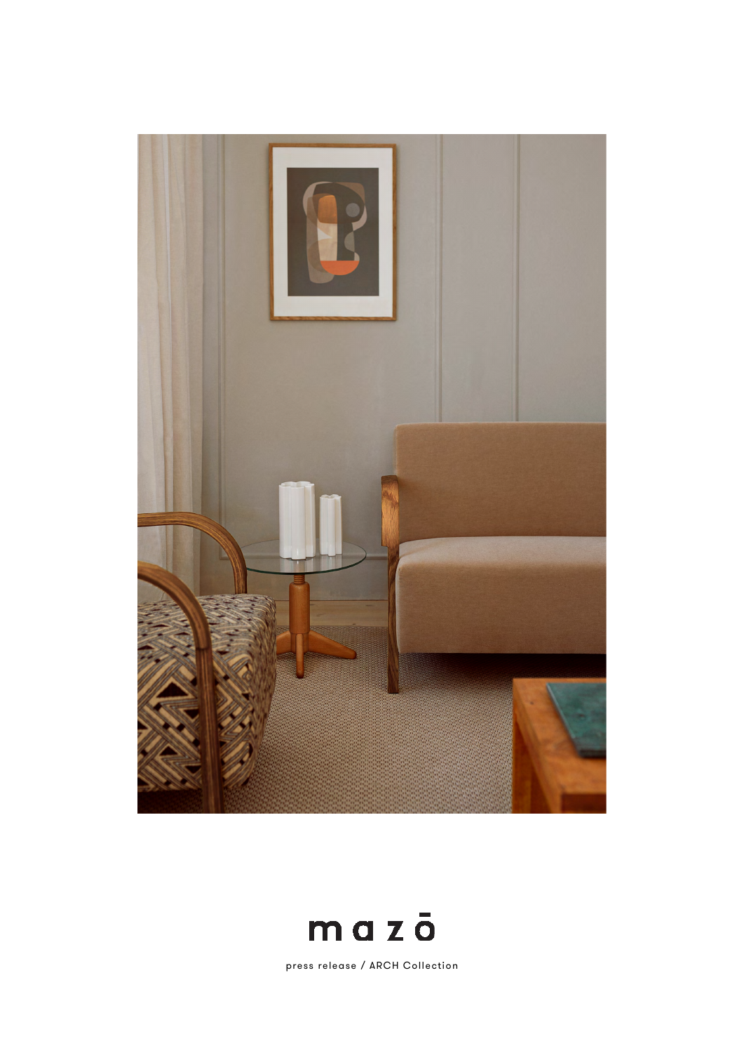# mazō

press release / ARCH Collection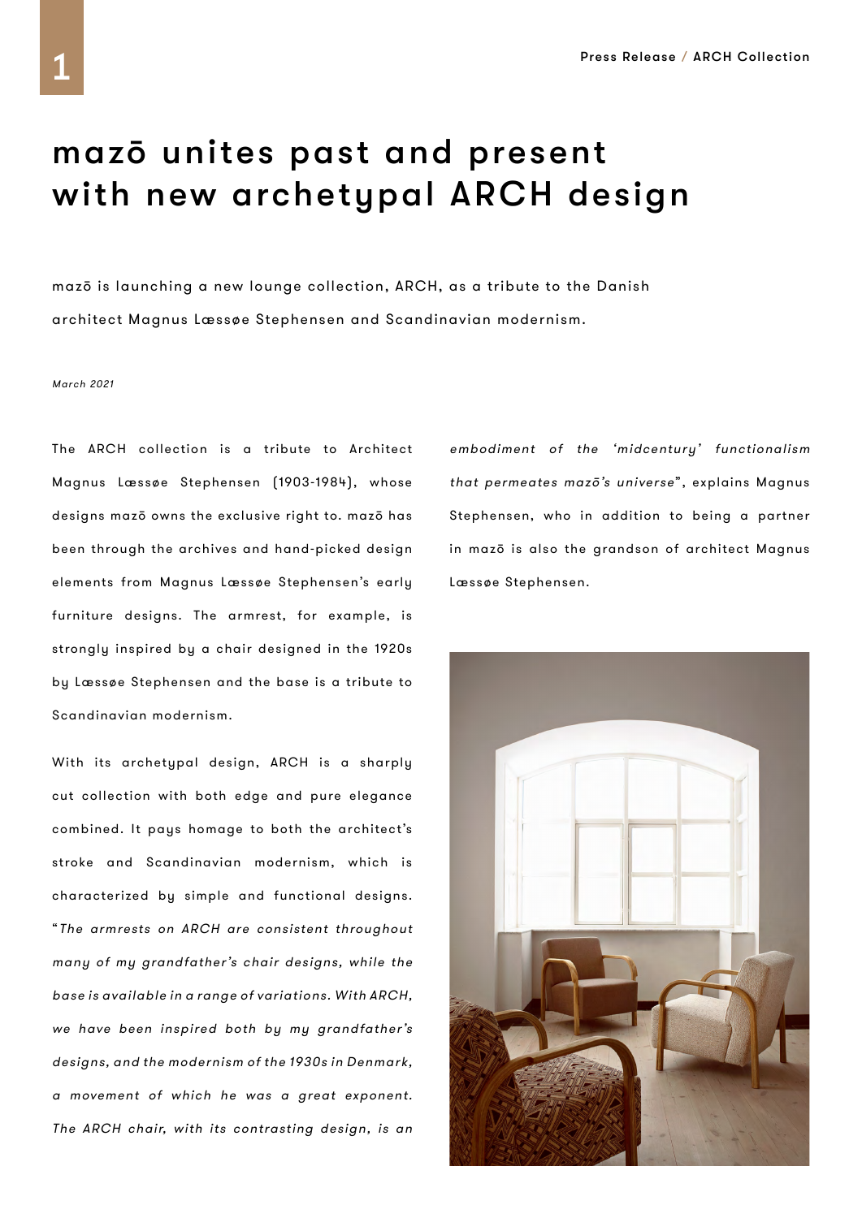# mazō unites past and present with new archetypal ARCH design

mazō is launching a new lounge collection, ARCH, as a tribute to the Danish architect Magnus Læssøe Stephensen and Scandinavian modernism.

*March 2021*

The ARCH collection is a tribute to Architect Magnus Læssøe Stephensen (1903-1984), whose designs mazō owns the exclusive right to. mazō has been through the archives and hand-picked design elements from Magnus Læssøe Stephensen's early furniture designs. The armrest, for example, is strongly inspired by a chair designed in the 1920s by Læssøe Stephensen and the base is a tribute to Scandinavian modernism.

With its archetypal design, ARCH is a sharply cut collection with both edge and pure elegance combined. It pays homage to both the architect's stroke and Scandinavian modernism, which is characterized by simple and functional designs. "*The armrests on ARCH are consistent throughout many of my grandfather's chair designs, while the base is available in a range of variations. With ARCH, we have been inspired both by my grandfather's designs, and the modernism of the 1930s in Denmark, a movement of which he was a great exponent. The ARCH chair, with its contrasting design, is an embodiment of the 'midcentury' functionalism that permeates mazō's universe*", explains Magnus Stephensen, who in addition to being a partner in mazō is also the grandson of architect Magnus Læssøe Stephensen.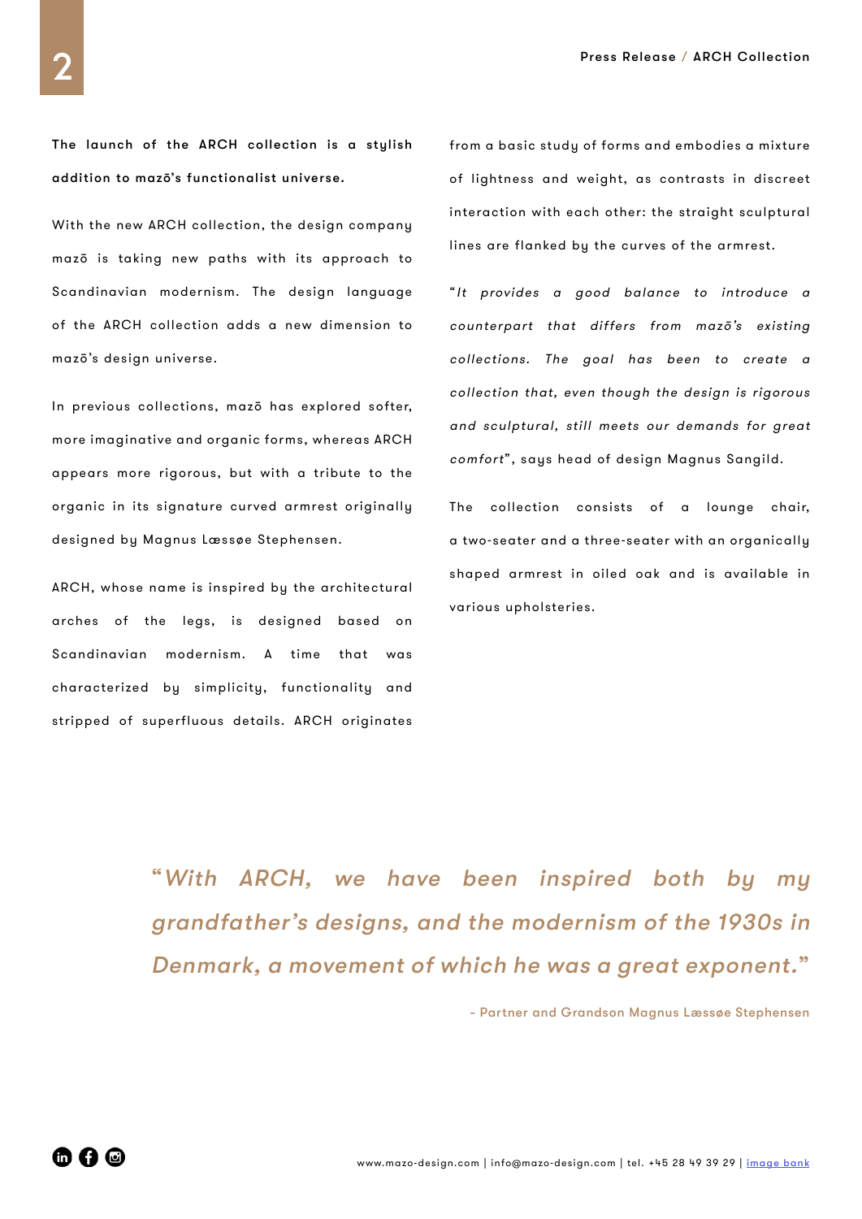**The launch of the ARCH collection is a stylish addition to mazō's functionalist universe.**

With the new ARCH collection, the design company mazō is taking new paths with its approach to Scandinavian modernism. The design language of the ARCH collection adds a new dimension to mazō's design universe.

In previous collections, mazō has explored softer, more imaginative and organic forms, whereas ARCH appears more rigorous, but with a tribute to the organic in its signature curved armrest originally designed by Magnus Læssøe Stephensen.

ARCH, whose name is inspired by the architectural arches of the legs, is designed based on Scandinavian modernism. A time that was characterized by simplicity, functionality and stripped of superfluous details. ARCH originates from a basic study of forms and embodies a mixture of lightness and weight, as contrasts in discreet interaction with each other: the straight sculptural lines are flanked by the curves of the armrest.

"*It provides a good balance to introduce a counterpart that differs from mazō's existing collections. The goal has been to create a collection that, even though the design is rigorous and sculptural, still meets our demands for great comfort*", says head of design Magnus Sangild.

The collection consists of a lounge chair, a two-seater and a three-seater with an organically shaped armrest in oiled oak and is available in various upholsteries.

> *"With ARCH, we have been inspired both by my grandfather's designs, and the modernism of the 1930s in Denmark, a movement of which he was a great exponent."*
>
> \- Partner and Grandson Magnus Læssøe Stephensen

www.mazo-design.com | info@mazo-design.com | tel. +45 28 49 39 29 | image bank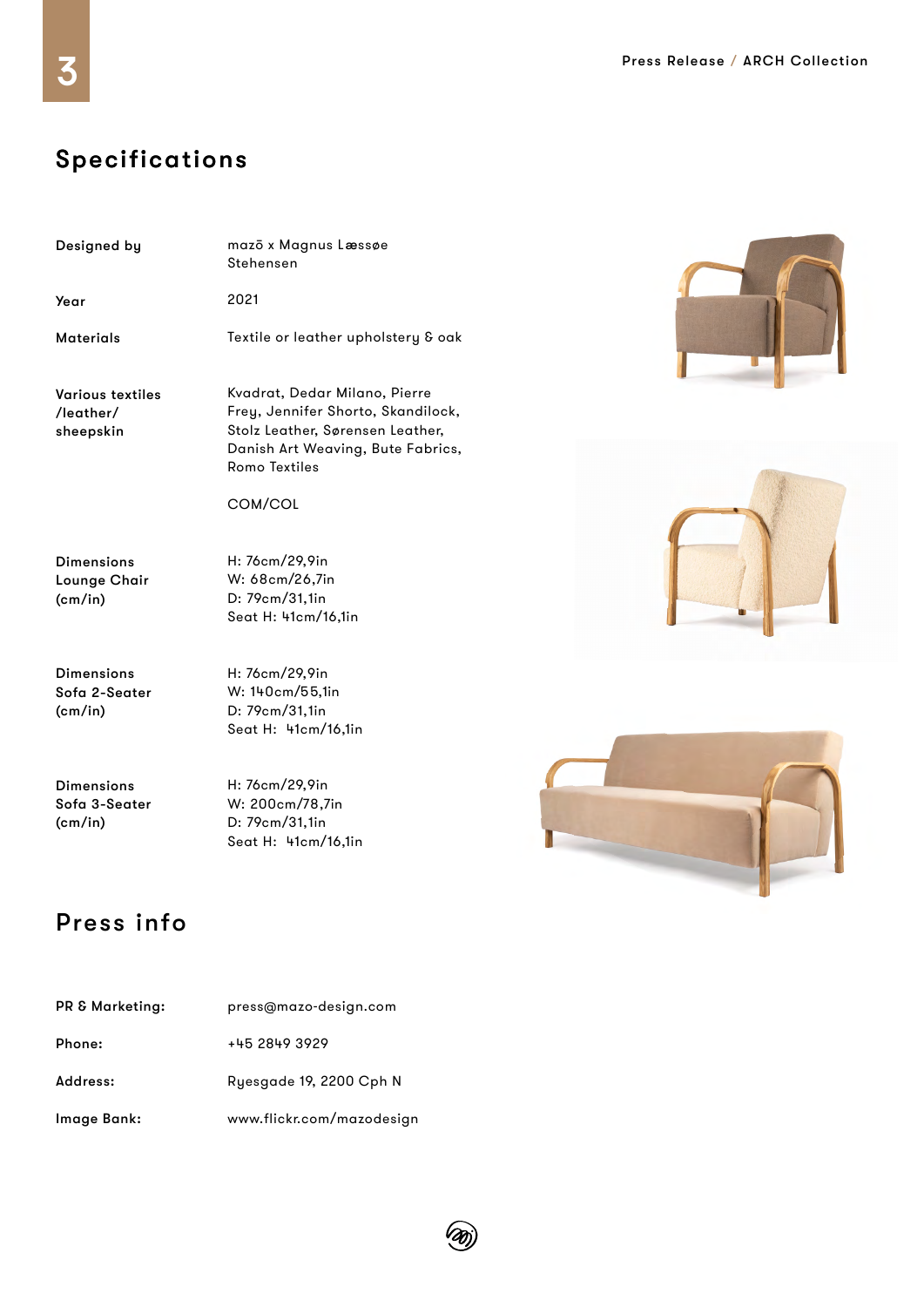## Specifications

| | |
|---|---|
| **Designed by** | mazō x Magnus Læssøe Stehensen |
| **Year** | 2021 |
| **Materials** | Textile or leather upholstery & oak |
| **Various textiles /leather/ sheepskin** | Kvadrat, Dedar Milano, Pierre Frey, Jennifer Shorto, Skandilock, Stolz Leather, Sørensen Leather, Danish Art Weaving, Bute Fabrics, Romo Textiles<br><br>COM/COL |
| **Dimensions Lounge Chair (cm/in)** | H: 76cm/29,9in<br>W: 68cm/26,7in<br>D: 79cm/31,1in<br>Seat H: 41cm/16,1in |
| **Dimensions Sofa 2-Seater (cm/in)** | H: 76cm/29,9in<br>W: 140cm/55,1in<br>D: 79cm/31,1in<br>Seat H: 41cm/16,1in |
| **Dimensions Sofa 3-Seater (cm/in)** | H: 76cm/29,9in<br>W: 200cm/78,7in<br>D: 79cm/31,1in<br>Seat H: 41cm/16,1in |

## Press info

| | |
|---|---|
| **PR & Marketing:** | press@mazo-design.com |
| **Phone:** | +45 2849 3929 |
| **Address:** | Ryesgade 19, 2200 Cph N |
| **Image Bank:** | www.flickr.com/mazodesign |